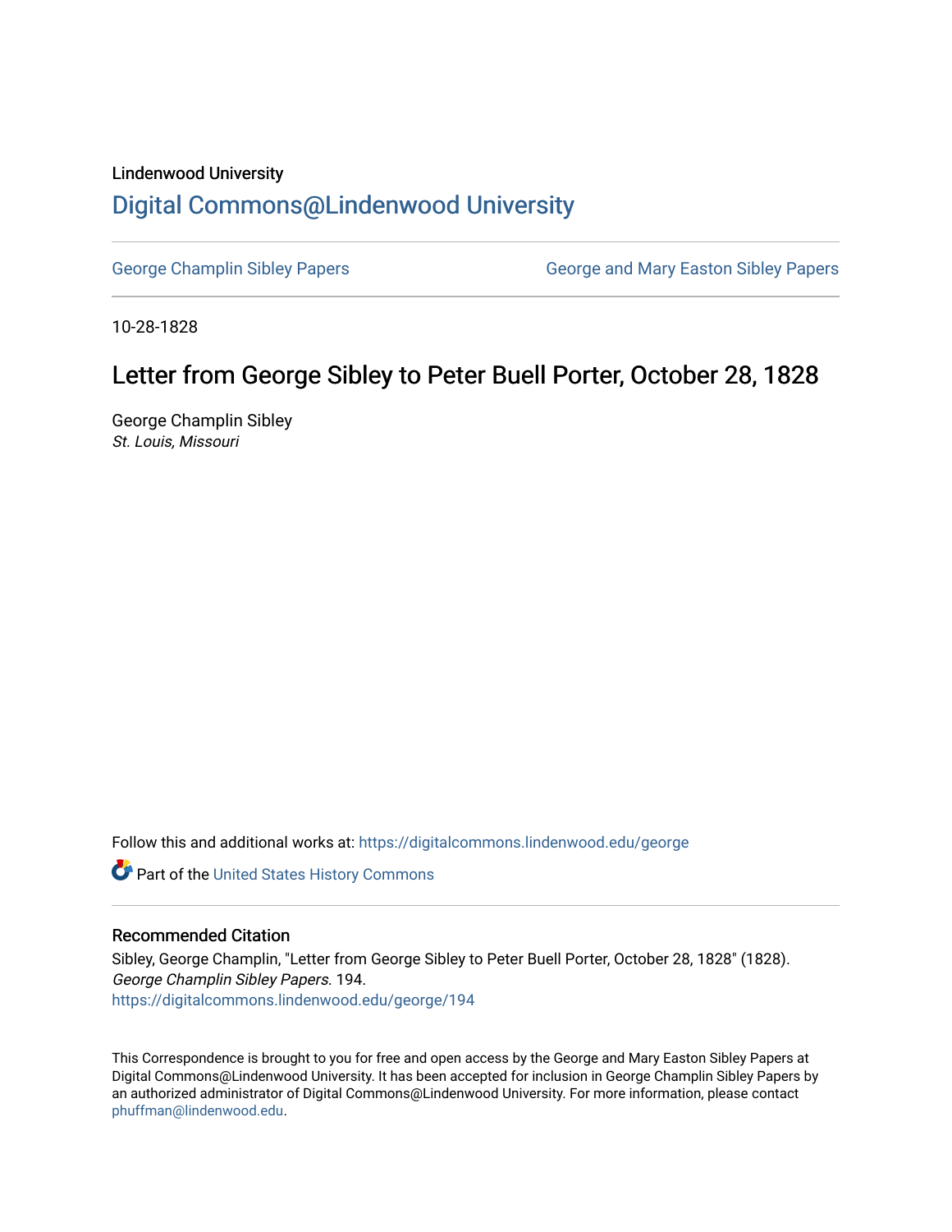Lindenwood University

# Digital Commons@Lindenwood University

George Champlin Sibley Papers

George and Mary Easton Sibley Papers

10-28-1828

## Letter from George Sibley to Peter Buell Porter, October 28, 1828

George Champlin Sibley

*St. Louis, Missouri*

Follow this and additional works at: https://digitalcommons.lindenwood.edu/george

Part of the United States History Commons

### Recommended Citation

Sibley, George Champlin, "Letter from George Sibley to Peter Buell Porter, October 28, 1828" (1828). *George Champlin Sibley Papers*. 194.
https://digitalcommons.lindenwood.edu/george/194

This Correspondence is brought to you for free and open access by the George and Mary Easton Sibley Papers at Digital Commons@Lindenwood University. It has been accepted for inclusion in George Champlin Sibley Papers by an authorized administrator of Digital Commons@Lindenwood University. For more information, please contact phuffman@lindenwood.edu.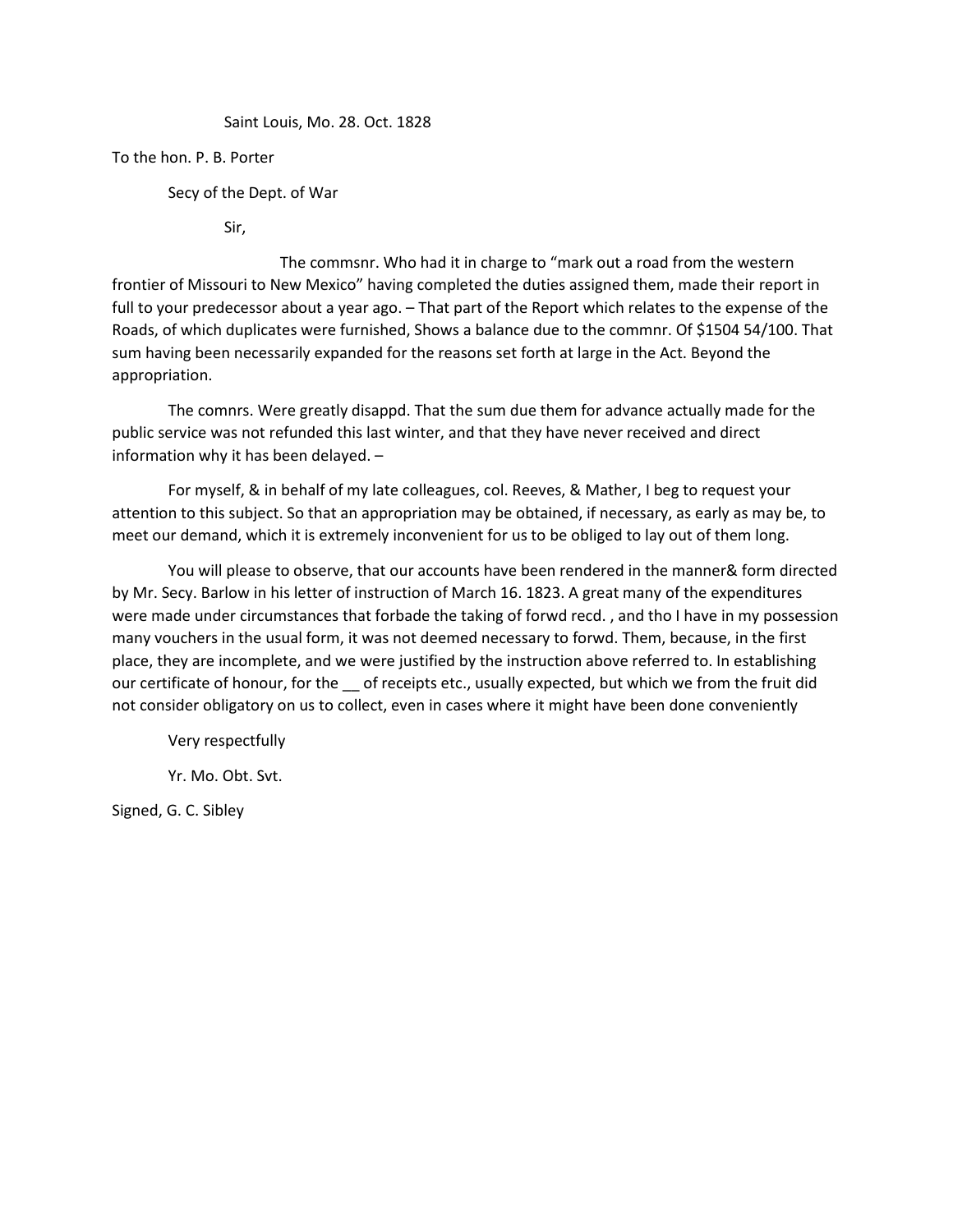Saint Louis, Mo. 28. Oct. 1828

To the hon. P. B. Porter

Secy of the Dept. of War

Sir,

The commsnr. Who had it in charge to "mark out a road from the western frontier of Missouri to New Mexico" having completed the duties assigned them, made their report in full to your predecessor about a year ago. – That part of the Report which relates to the expense of the Roads, of which duplicates were furnished, Shows a balance due to the commnr. Of $1504 54/100. That sum having been necessarily expanded for the reasons set forth at large in the Act. Beyond the appropriation.

The comnrs. Were greatly disappd. That the sum due them for advance actually made for the public service was not refunded this last winter, and that they have never received and direct information why it has been delayed. –

For myself, & in behalf of my late colleagues, col. Reeves, & Mather, I beg to request your attention to this subject. So that an appropriation may be obtained, if necessary, as early as may be, to meet our demand, which it is extremely inconvenient for us to be obliged to lay out of them long.

You will please to observe, that our accounts have been rendered in the manner& form directed by Mr. Secy. Barlow in his letter of instruction of March 16. 1823. A great many of the expenditures were made under circumstances that forbade the taking of forwd recd. , and tho I have in my possession many vouchers in the usual form, it was not deemed necessary to forwd. Them, because, in the first place, they are incomplete, and we were justified by the instruction above referred to. In establishing our certificate of honour, for the __ of receipts etc., usually expected, but which we from the fruit did not consider obligatory on us to collect, even in cases where it might have been done conveniently

Very respectfully

Yr. Mo. Obt. Svt.

Signed, G. C. Sibley